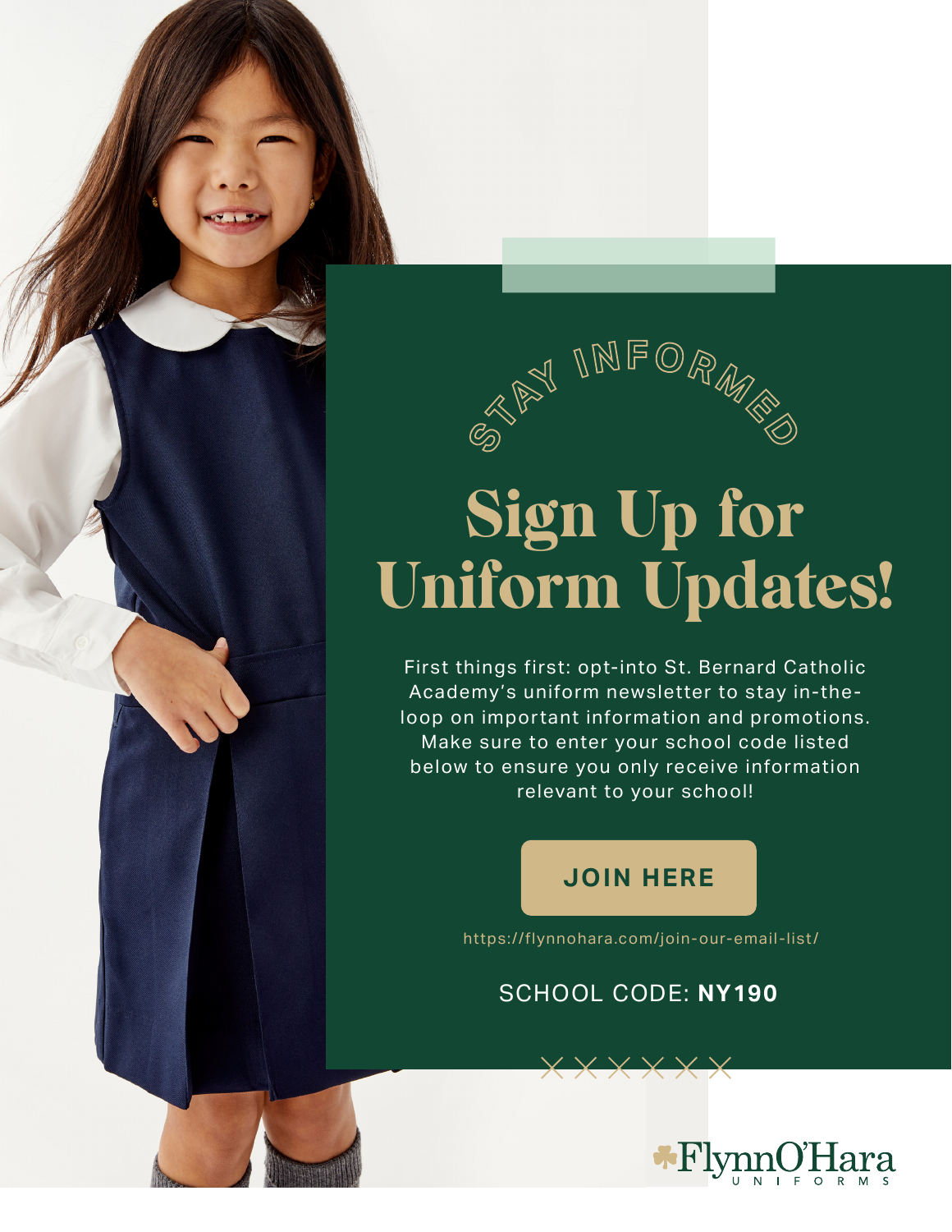STAY INFORMED

# Sign Up for Uniform Updates!

First things first: opt-into St. Bernard Catholic Academy's uniform newsletter to stay in-the-loop on important information and promotions. Make sure to enter your school code listed below to ensure you only receive information relevant to your school!

**JOIN HERE**

https://flynnohara.com/join-our-email-list/

SCHOOL CODE: **NY190**

FlynnO'Hara UNIFORMS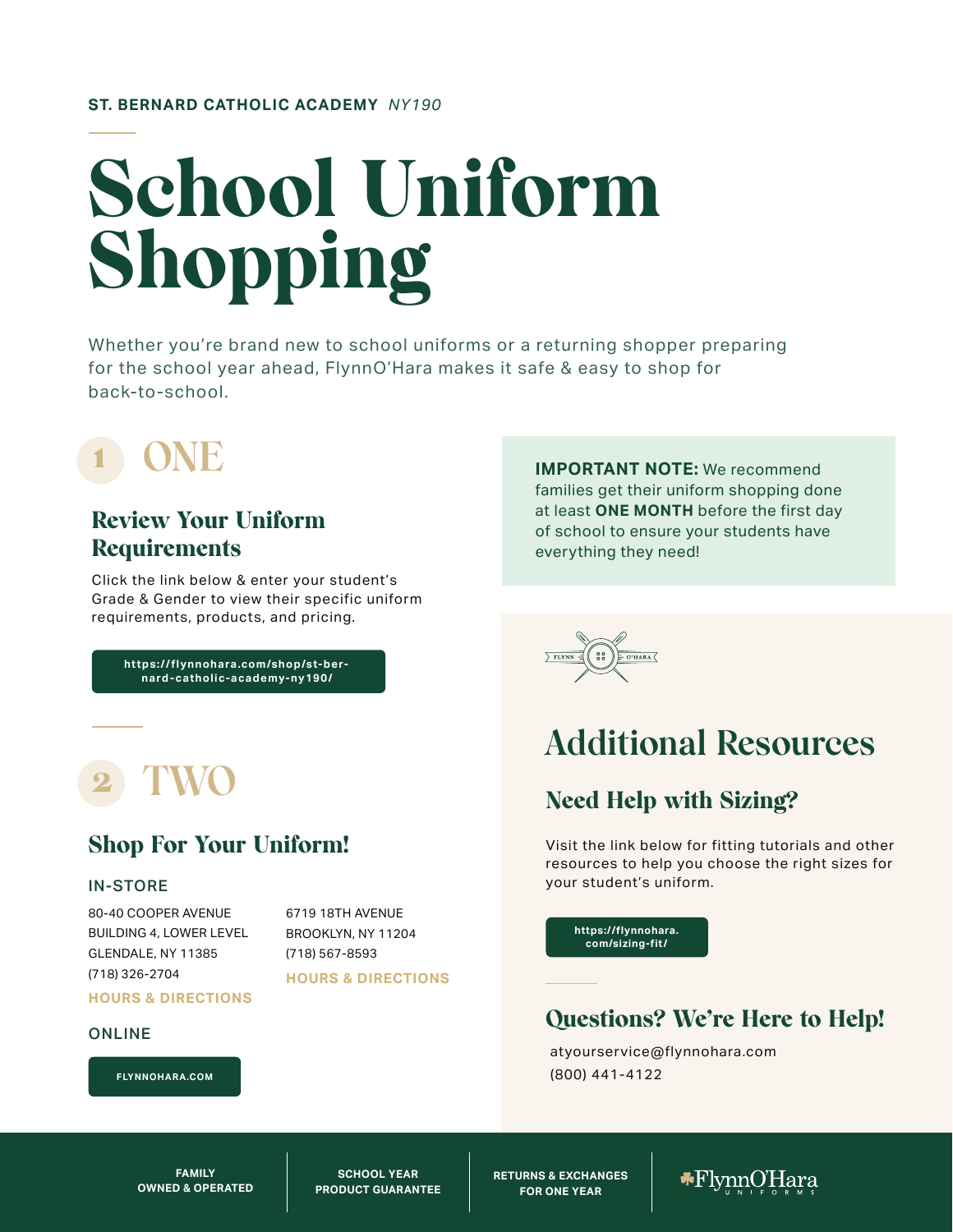**ST. BERNARD CATHOLIC ACADEMY** *NY190*

# School Uniform Shopping

Whether you're brand new to school uniforms or a returning shopper preparing for the school year ahead, FlynnO'Hara makes it safe & easy to shop for back-to-school.

## 1 ONE

### Review Your Uniform Requirements

Click the link below & enter your student's Grade & Gender to view their specific uniform requirements, products, and pricing.

https://flynnohara.com/shop/st-bernard-catholic-academy-ny190/

## 2 TWO

### Shop For Your Uniform!

**IN-STORE**

80-40 COOPER AVENUE
BUILDING 4, LOWER LEVEL
GLENDALE, NY 11385
(718) 326-2704
**HOURS & DIRECTIONS**

6719 18TH AVENUE
BROOKLYN, NY 11204
(718) 567-8593
**HOURS & DIRECTIONS**

**ONLINE**

FLYNNOHARA.COM

**IMPORTANT NOTE:** We recommend families get their uniform shopping done at least **ONE MONTH** before the first day of school to ensure your students have everything they need!

## Additional Resources

### Need Help with Sizing?

Visit the link below for fitting tutorials and other resources to help you choose the right sizes for your student's uniform.

https://flynnohara.com/sizing-fit/

### Questions? We're Here to Help!

atyourservice@flynnohara.com
(800) 441-4122

FAMILY OWNED & OPERATED | SCHOOL YEAR PRODUCT GUARANTEE | RETURNS & EXCHANGES FOR ONE YEAR | FlynnO'Hara UNIFORMS